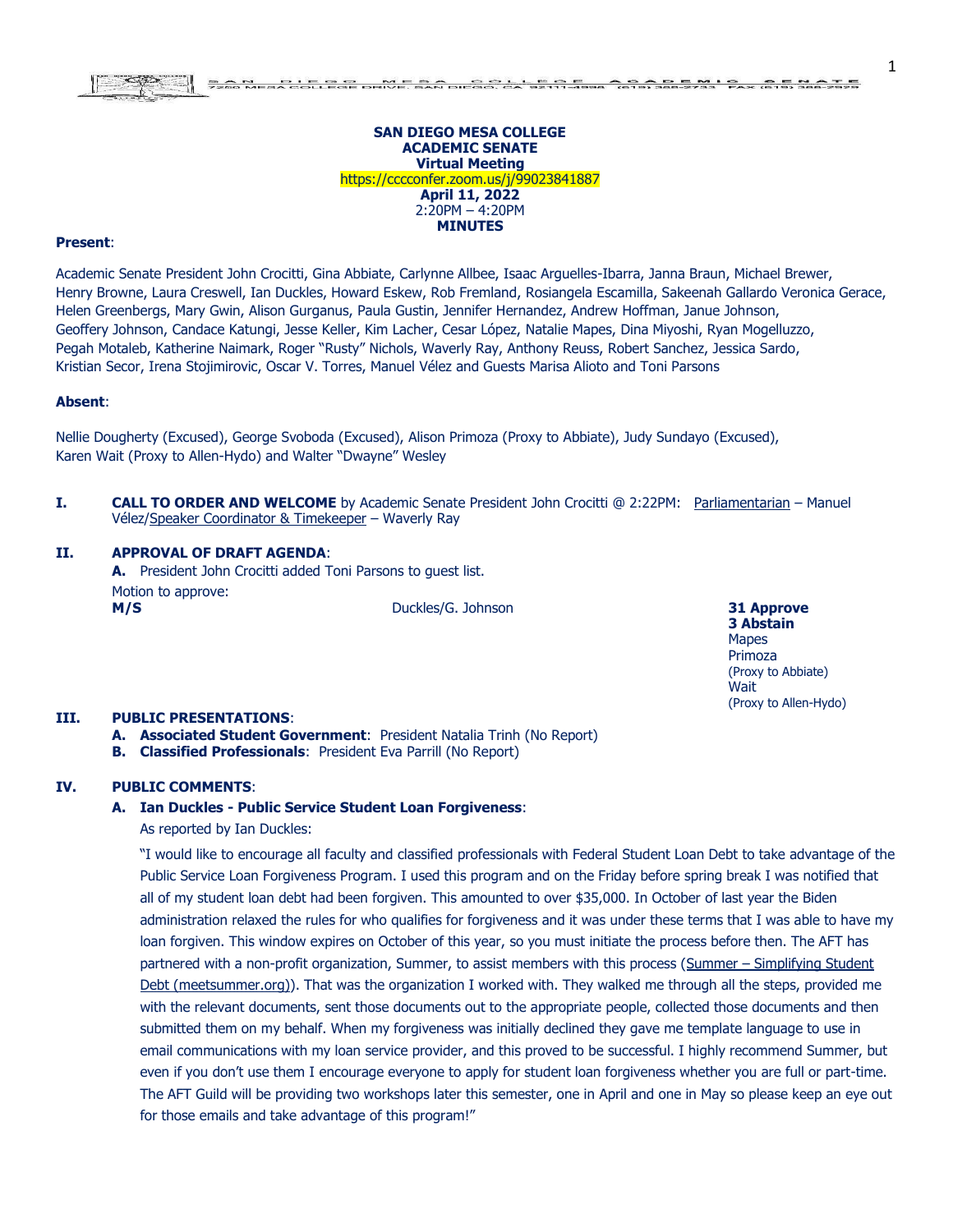**SAN DIEGO MESA COLLEGE**
**ACADEMIC SENATE**
**Virtual Meeting**
https://cccconfer.zoom.us/j/99023841887
**April 11, 2022**
2:20PM – 4:20PM
**MINUTES**

**Present**:

Academic Senate President John Crocitti, Gina Abbiate, Carlynne Allbee, Isaac Arguelles-Ibarra, Janna Braun, Michael Brewer, Henry Browne, Laura Creswell, Ian Duckles, Howard Eskew, Rob Fremland, Rosiangela Escamilla, Sakeenah Gallardo Veronica Gerace, Helen Greenbergs, Mary Gwin, Alison Gurganus, Paula Gustin, Jennifer Hernandez, Andrew Hoffman, Janue Johnson, Geoffery Johnson, Candace Katungi, Jesse Keller, Kim Lacher, Cesar López, Natalie Mapes, Dina Miyoshi, Ryan Mogelluzzo, Pegah Motaleb, Katherine Naimark, Roger "Rusty" Nichols, Waverly Ray, Anthony Reuss, Robert Sanchez, Jessica Sardo, Kristian Secor, Irena Stojimirovic, Oscar V. Torres, Manuel Vélez and Guests Marisa Alioto and Toni Parsons

**Absent**:

Nellie Dougherty (Excused), George Svoboda (Excused), Alison Primoza (Proxy to Abbiate), Judy Sundayo (Excused), Karen Wait (Proxy to Allen-Hydo) and Walter "Dwayne" Wesley

**I. CALL TO ORDER AND WELCOME** by Academic Senate President John Crocitti @ 2:22PM: Parliamentarian – Manuel Vélez/Speaker Coordinator & Timekeeper – Waverly Ray

**II. APPROVAL OF DRAFT AGENDA**:

**A.** President John Crocitti added Toni Parsons to guest list.

Motion to approve:

**M/S** Duckles/G. Johnson — **31 Approve**, **3 Abstain**: Mapes, Primoza (Proxy to Abbiate), Wait (Proxy to Allen-Hydo)

**III. PUBLIC PRESENTATIONS**:

**A. Associated Student Government**: President Natalia Trinh (No Report)

**B. Classified Professionals**: President Eva Parrill (No Report)

**IV. PUBLIC COMMENTS**:

**A. Ian Duckles - Public Service Student Loan Forgiveness**:

As reported by Ian Duckles:

"I would like to encourage all faculty and classified professionals with Federal Student Loan Debt to take advantage of the Public Service Loan Forgiveness Program. I used this program and on the Friday before spring break I was notified that all of my student loan debt had been forgiven. This amounted to over $35,000. In October of last year the Biden administration relaxed the rules for who qualifies for forgiveness and it was under these terms that I was able to have my loan forgiven. This window expires on October of this year, so you must initiate the process before then. The AFT has partnered with a non-profit organization, Summer, to assist members with this process (Summer – Simplifying Student Debt (meetsummer.org)). That was the organization I worked with. They walked me through all the steps, provided me with the relevant documents, sent those documents out to the appropriate people, collected those documents and then submitted them on my behalf. When my forgiveness was initially declined they gave me template language to use in email communications with my loan service provider, and this proved to be successful. I highly recommend Summer, but even if you don't use them I encourage everyone to apply for student loan forgiveness whether you are full or part-time. The AFT Guild will be providing two workshops later this semester, one in April and one in May so please keep an eye out for those emails and take advantage of this program!"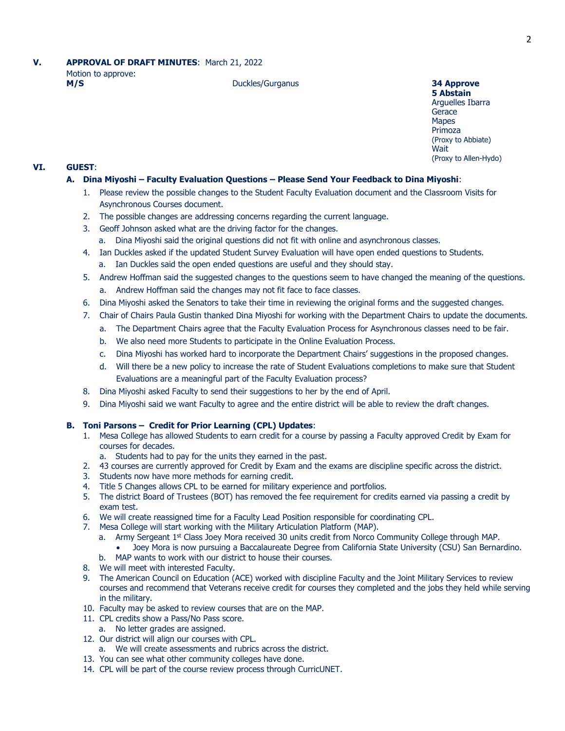## V. APPROVAL OF DRAFT MINUTES: March 21, 2022

Motion to approve:

| **M/S** | Duckles/Gurganus | **34 Approve**<br>**5 Abstain**<br>Arguelles Ibarra<br>Gerace<br>Mapes<br>Primoza<br>(Proxy to Abbiate)<br>Wait<br>(Proxy to Allen-Hydo) |
|---|---|---|

## VI. GUEST:

### A. Dina Miyoshi – Faculty Evaluation Questions – Please Send Your Feedback to Dina Miyoshi:

1. Please review the possible changes to the Student Faculty Evaluation document and the Classroom Visits for Asynchronous Courses document.
2. The possible changes are addressing concerns regarding the current language.
3. Geoff Johnson asked what are the driving factor for the changes.
   a. Dina Miyoshi said the original questions did not fit with online and asynchronous classes.
4. Ian Duckles asked if the updated Student Survey Evaluation will have open ended questions to Students.
   a. Ian Duckles said the open ended questions are useful and they should stay.
5. Andrew Hoffman said the suggested changes to the questions seem to have changed the meaning of the questions.
   a. Andrew Hoffman said the changes may not fit face to face classes.
6. Dina Miyoshi asked the Senators to take their time in reviewing the original forms and the suggested changes.
7. Chair of Chairs Paula Gustin thanked Dina Miyoshi for working with the Department Chairs to update the documents.
   a. The Department Chairs agree that the Faculty Evaluation Process for Asynchronous classes need to be fair.
   b. We also need more Students to participate in the Online Evaluation Process.
   c. Dina Miyoshi has worked hard to incorporate the Department Chairs' suggestions in the proposed changes.
   d. Will there be a new policy to increase the rate of Student Evaluations completions to make sure that Student Evaluations are a meaningful part of the Faculty Evaluation process?
8. Dina Miyoshi asked Faculty to send their suggestions to her by the end of April.
9. Dina Miyoshi said we want Faculty to agree and the entire district will be able to review the draft changes.

### B. Toni Parsons – Credit for Prior Learning (CPL) Updates:

1. Mesa College has allowed Students to earn credit for a course by passing a Faculty approved Credit by Exam for courses for decades.
   a. Students had to pay for the units they earned in the past.
2. 43 courses are currently approved for Credit by Exam and the exams are discipline specific across the district.
3. Students now have more methods for earning credit.
4. Title 5 Changes allows CPL to be earned for military experience and portfolios.
5. The district Board of Trustees (BOT) has removed the fee requirement for credits earned via passing a credit by exam test.
6. We will create reassigned time for a Faculty Lead Position responsible for coordinating CPL.
7. Mesa College will start working with the Military Articulation Platform (MAP).
   a. Army Sergeant 1st Class Joey Mora received 30 units credit from Norco Community College through MAP.
      - Joey Mora is now pursuing a Baccalaureate Degree from California State University (CSU) San Bernardino.
   b. MAP wants to work with our district to house their courses.
8. We will meet with interested Faculty.
9. The American Council on Education (ACE) worked with discipline Faculty and the Joint Military Services to review courses and recommend that Veterans receive credit for courses they completed and the jobs they held while serving in the military.
10. Faculty may be asked to review courses that are on the MAP.
11. CPL credits show a Pass/No Pass score.
    a. No letter grades are assigned.
12. Our district will align our courses with CPL.
    a. We will create assessments and rubrics across the district.
13. You can see what other community colleges have done.
14. CPL will be part of the course review process through CurricUNET.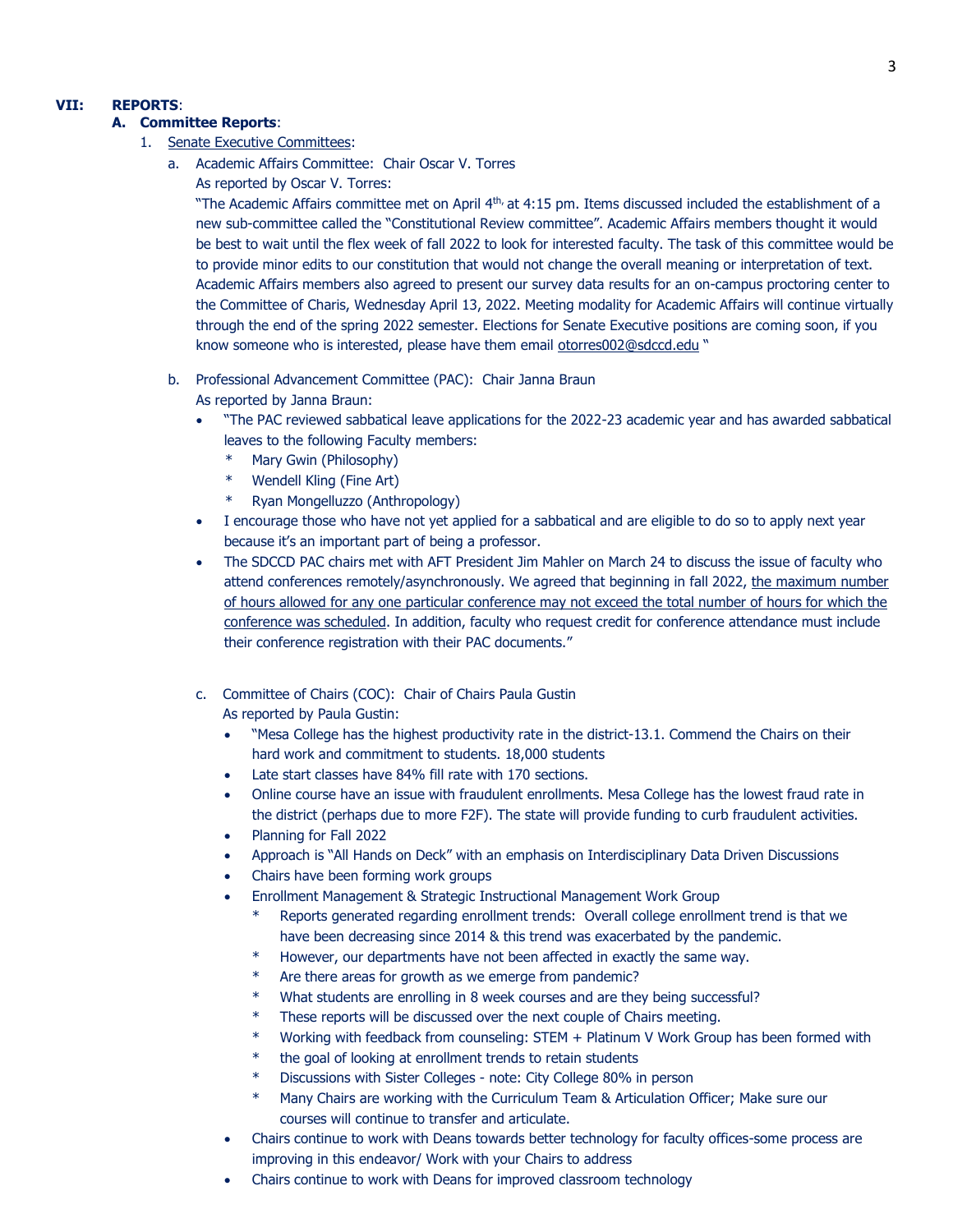**VII: REPORTS**:

**A. Committee Reports**:

1. Senate Executive Committees:

   a. Academic Affairs Committee: Chair Oscar V. Torres

   As reported by Oscar V. Torres:

   "The Academic Affairs committee met on April 4th, at 4:15 pm. Items discussed included the establishment of a new sub-committee called the "Constitutional Review committee". Academic Affairs members thought it would be best to wait until the flex week of fall 2022 to look for interested faculty. The task of this committee would be to provide minor edits to our constitution that would not change the overall meaning or interpretation of text. Academic Affairs members also agreed to present our survey data results for an on-campus proctoring center to the Committee of Charis, Wednesday April 13, 2022. Meeting modality for Academic Affairs will continue virtually through the end of the spring 2022 semester. Elections for Senate Executive positions are coming soon, if you know someone who is interested, please have them email otorres002@sdccd.edu "

   b. Professional Advancement Committee (PAC): Chair Janna Braun

   As reported by Janna Braun:

   - "The PAC reviewed sabbatical leave applications for the 2022-23 academic year and has awarded sabbatical leaves to the following Faculty members:
     * Mary Gwin (Philosophy)
     * Wendell Kling (Fine Art)
     * Ryan Mongelluzzo (Anthropology)
   - I encourage those who have not yet applied for a sabbatical and are eligible to do so to apply next year because it's an important part of being a professor.
   - The SDCCD PAC chairs met with AFT President Jim Mahler on March 24 to discuss the issue of faculty who attend conferences remotely/asynchronously. We agreed that beginning in fall 2022, the maximum number of hours allowed for any one particular conference may not exceed the total number of hours for which the conference was scheduled. In addition, faculty who request credit for conference attendance must include their conference registration with their PAC documents."

   c. Committee of Chairs (COC): Chair of Chairs Paula Gustin

   As reported by Paula Gustin:

   - "Mesa College has the highest productivity rate in the district-13.1. Commend the Chairs on their hard work and commitment to students. 18,000 students
   - Late start classes have 84% fill rate with 170 sections.
   - Online course have an issue with fraudulent enrollments. Mesa College has the lowest fraud rate in the district (perhaps due to more F2F). The state will provide funding to curb fraudulent activities.
   - Planning for Fall 2022
   - Approach is "All Hands on Deck" with an emphasis on Interdisciplinary Data Driven Discussions
   - Chairs have been forming work groups
   - Enrollment Management & Strategic Instructional Management Work Group
     * Reports generated regarding enrollment trends: Overall college enrollment trend is that we have been decreasing since 2014 & this trend was exacerbated by the pandemic.
     * However, our departments have not been affected in exactly the same way.
     * Are there areas for growth as we emerge from pandemic?
     * What students are enrolling in 8 week courses and are they being successful?
     * These reports will be discussed over the next couple of Chairs meeting.
     * Working with feedback from counseling: STEM + Platinum V Work Group has been formed with
     * the goal of looking at enrollment trends to retain students
     * Discussions with Sister Colleges - note: City College 80% in person
     * Many Chairs are working with the Curriculum Team & Articulation Officer; Make sure our courses will continue to transfer and articulate.
   - Chairs continue to work with Deans towards better technology for faculty offices-some process are improving in this endeavor/ Work with your Chairs to address
   - Chairs continue to work with Deans for improved classroom technology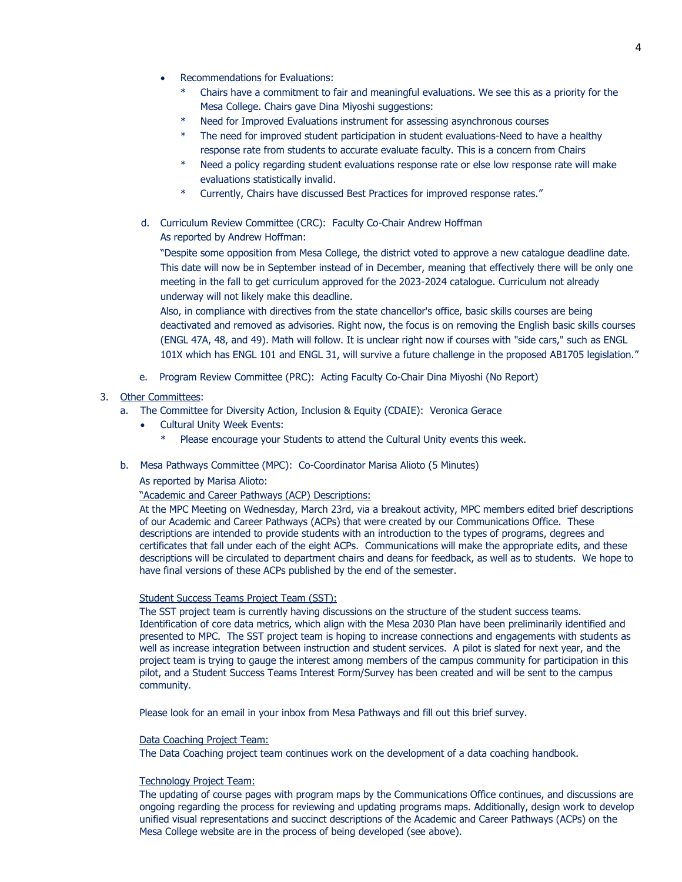- Recommendations for Evaluations:
  * Chairs have a commitment to fair and meaningful evaluations. We see this as a priority for the Mesa College. Chairs gave Dina Miyoshi suggestions:
  * Need for Improved Evaluations instrument for assessing asynchronous courses
  * The need for improved student participation in student evaluations-Need to have a healthy response rate from students to accurate evaluate faculty. This is a concern from Chairs
  * Need a policy regarding student evaluations response rate or else low response rate will make evaluations statistically invalid.
  * Currently, Chairs have discussed Best Practices for improved response rates."

d. Curriculum Review Committee (CRC): Faculty Co-Chair Andrew Hoffman
   As reported by Andrew Hoffman:

   "Despite some opposition from Mesa College, the district voted to approve a new catalogue deadline date. This date will now be in September instead of in December, meaning that effectively there will be only one meeting in the fall to get curriculum approved for the 2023-2024 catalogue. Curriculum not already underway will not likely make this deadline.
   Also, in compliance with directives from the state chancellor's office, basic skills courses are being deactivated and removed as advisories. Right now, the focus is on removing the English basic skills courses (ENGL 47A, 48, and 49). Math will follow. It is unclear right now if courses with "side cars," such as ENGL 101X which has ENGL 101 and ENGL 31, will survive a future challenge in the proposed AB1705 legislation."

e. Program Review Committee (PRC): Acting Faculty Co-Chair Dina Miyoshi (No Report)

3. Other Committees:
   a. The Committee for Diversity Action, Inclusion & Equity (CDAIE): Veronica Gerace
      - Cultural Unity Week Events:
        * Please encourage your Students to attend the Cultural Unity events this week.

   b. Mesa Pathways Committee (MPC): Co-Coordinator Marisa Alioto (5 Minutes)

      As reported by Marisa Alioto:

      "Academic and Career Pathways (ACP) Descriptions:

      At the MPC Meeting on Wednesday, March 23rd, via a breakout activity, MPC members edited brief descriptions of our Academic and Career Pathways (ACPs) that were created by our Communications Office. These descriptions are intended to provide students with an introduction to the types of programs, degrees and certificates that fall under each of the eight ACPs. Communications will make the appropriate edits, and these descriptions will be circulated to department chairs and deans for feedback, as well as to students. We hope to have final versions of these ACPs published by the end of the semester.

      Student Success Teams Project Team (SST):

      The SST project team is currently having discussions on the structure of the student success teams. Identification of core data metrics, which align with the Mesa 2030 Plan have been preliminarily identified and presented to MPC. The SST project team is hoping to increase connections and engagements with students as well as increase integration between instruction and student services. A pilot is slated for next year, and the project team is trying to gauge the interest among members of the campus community for participation in this pilot, and a Student Success Teams Interest Form/Survey has been created and will be sent to the campus community.

      Please look for an email in your inbox from Mesa Pathways and fill out this brief survey.

      Data Coaching Project Team:

      The Data Coaching project team continues work on the development of a data coaching handbook.

      Technology Project Team:

      The updating of course pages with program maps by the Communications Office continues, and discussions are ongoing regarding the process for reviewing and updating programs maps. Additionally, design work to develop unified visual representations and succinct descriptions of the Academic and Career Pathways (ACPs) on the Mesa College website are in the process of being developed (see above).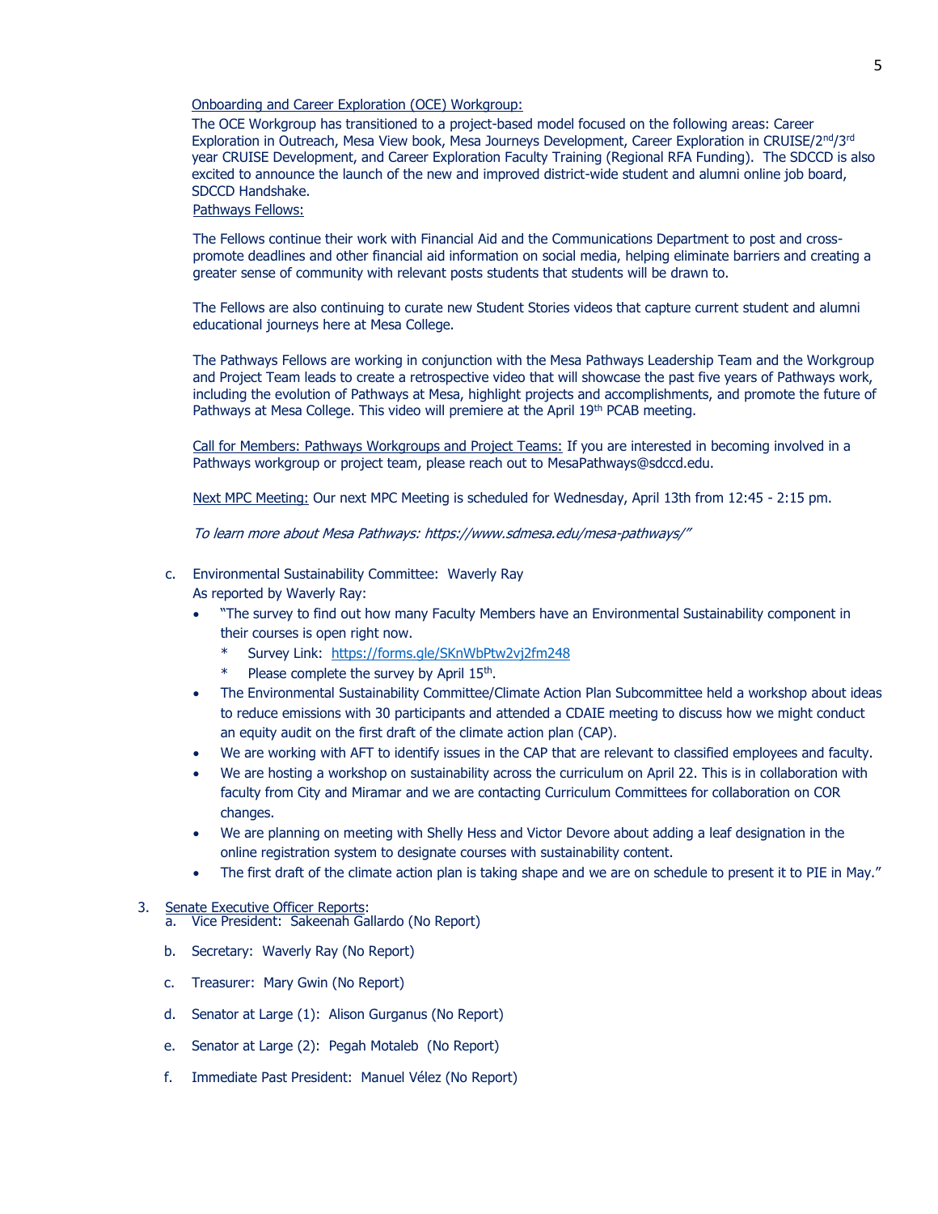Onboarding and Career Exploration (OCE) Workgroup:

The OCE Workgroup has transitioned to a project-based model focused on the following areas: Career Exploration in Outreach, Mesa View book, Mesa Journeys Development, Career Exploration in CRUISE/2nd/3rd year CRUISE Development, and Career Exploration Faculty Training (Regional RFA Funding). The SDCCD is also excited to announce the launch of the new and improved district-wide student and alumni online job board, SDCCD Handshake.

Pathways Fellows:

The Fellows continue their work with Financial Aid and the Communications Department to post and cross-promote deadlines and other financial aid information on social media, helping eliminate barriers and creating a greater sense of community with relevant posts students that students will be drawn to.

The Fellows are also continuing to curate new Student Stories videos that capture current student and alumni educational journeys here at Mesa College.

The Pathways Fellows are working in conjunction with the Mesa Pathways Leadership Team and the Workgroup and Project Team leads to create a retrospective video that will showcase the past five years of Pathways work, including the evolution of Pathways at Mesa, highlight projects and accomplishments, and promote the future of Pathways at Mesa College. This video will premiere at the April 19th PCAB meeting.

Call for Members: Pathways Workgroups and Project Teams: If you are interested in becoming involved in a Pathways workgroup or project team, please reach out to MesaPathways@sdccd.edu.

Next MPC Meeting: Our next MPC Meeting is scheduled for Wednesday, April 13th from 12:45 - 2:15 pm.

*To learn more about Mesa Pathways: https://www.sdmesa.edu/mesa-pathways/"*

c. Environmental Sustainability Committee: Waverly Ray

As reported by Waverly Ray:

- "The survey to find out how many Faculty Members have an Environmental Sustainability component in their courses is open right now.
  - Survey Link: https://forms.gle/SKnWbPtw2vj2fm248
  - Please complete the survey by April 15th.
- The Environmental Sustainability Committee/Climate Action Plan Subcommittee held a workshop about ideas to reduce emissions with 30 participants and attended a CDAIE meeting to discuss how we might conduct an equity audit on the first draft of the climate action plan (CAP).
- We are working with AFT to identify issues in the CAP that are relevant to classified employees and faculty.
- We are hosting a workshop on sustainability across the curriculum on April 22. This is in collaboration with faculty from City and Miramar and we are contacting Curriculum Committees for collaboration on COR changes.
- We are planning on meeting with Shelly Hess and Victor Devore about adding a leaf designation in the online registration system to designate courses with sustainability content.
- The first draft of the climate action plan is taking shape and we are on schedule to present it to PIE in May."

3. Senate Executive Officer Reports:

   a. Vice President: Sakeenah Gallardo (No Report)

   b. Secretary: Waverly Ray (No Report)

   c. Treasurer: Mary Gwin (No Report)

   d. Senator at Large (1): Alison Gurganus (No Report)

   e. Senator at Large (2): Pegah Motaleb (No Report)

   f. Immediate Past President: Manuel Vélez (No Report)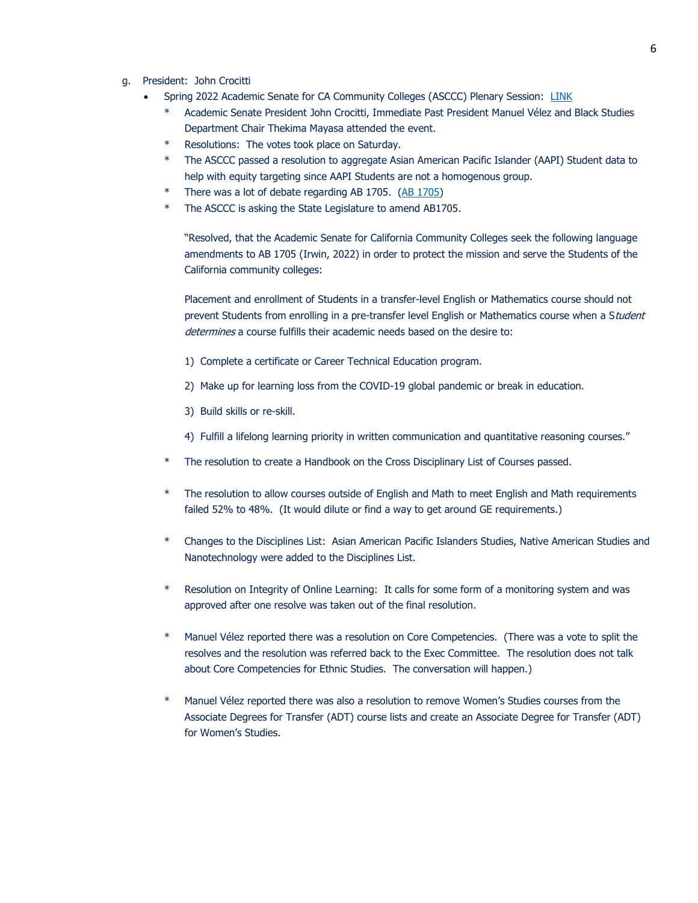g. President: John Crocitti

- Spring 2022 Academic Senate for CA Community Colleges (ASCCC) Plenary Session: [LINK]
  - * Academic Senate President John Crocitti, Immediate Past President Manuel Vélez and Black Studies Department Chair Thekima Mayasa attended the event.
  - * Resolutions: The votes took place on Saturday.
  - * The ASCCC passed a resolution to aggregate Asian American Pacific Islander (AAPI) Student data to help with equity targeting since AAPI Students are not a homogenous group.
  - * There was a lot of debate regarding AB 1705. ([AB 1705])
  - * The ASCCC is asking the State Legislature to amend AB1705.

    "Resolved, that the Academic Senate for California Community Colleges seek the following language amendments to AB 1705 (Irwin, 2022) in order to protect the mission and serve the Students of the California community colleges:

    Placement and enrollment of Students in a transfer-level English or Mathematics course should not prevent Students from enrolling in a pre-transfer level English or Mathematics course when a S*tudent determines* a course fulfills their academic needs based on the desire to:

    1) Complete a certificate or Career Technical Education program.

    2) Make up for learning loss from the COVID-19 global pandemic or break in education.

    3) Build skills or re-skill.

    4) Fulfill a lifelong learning priority in written communication and quantitative reasoning courses."

  - * The resolution to create a Handbook on the Cross Disciplinary List of Courses passed.
  - * The resolution to allow courses outside of English and Math to meet English and Math requirements failed 52% to 48%. (It would dilute or find a way to get around GE requirements.)
  - * Changes to the Disciplines List: Asian American Pacific Islanders Studies, Native American Studies and Nanotechnology were added to the Disciplines List.
  - * Resolution on Integrity of Online Learning: It calls for some form of a monitoring system and was approved after one resolve was taken out of the final resolution.
  - * Manuel Vélez reported there was a resolution on Core Competencies. (There was a vote to split the resolves and the resolution was referred back to the Exec Committee. The resolution does not talk about Core Competencies for Ethnic Studies. The conversation will happen.)
  - * Manuel Vélez reported there was also a resolution to remove Women's Studies courses from the Associate Degrees for Transfer (ADT) course lists and create an Associate Degree for Transfer (ADT) for Women's Studies.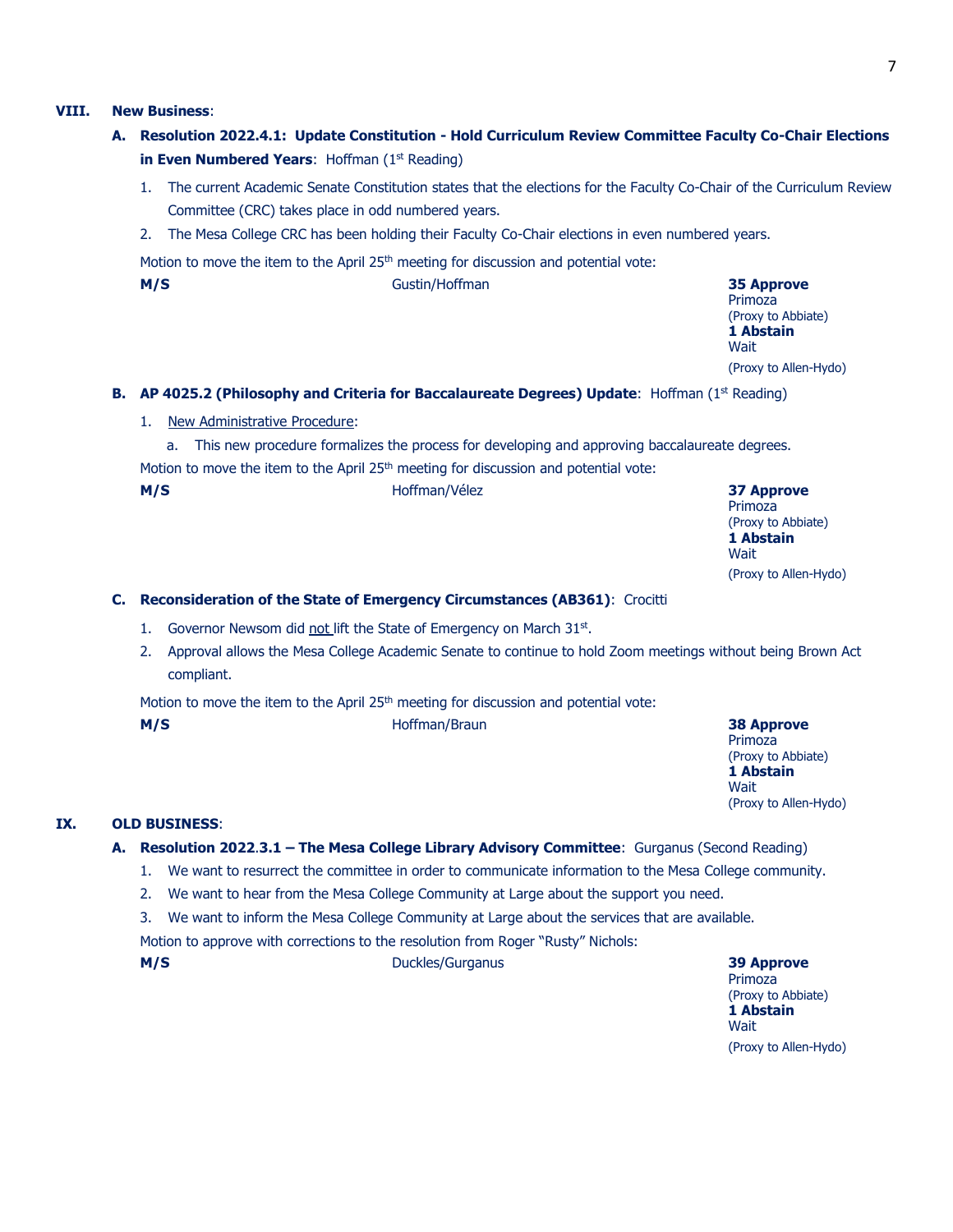## VIII. New Business:

### A. Resolution 2022.4.1: Update Constitution - Hold Curriculum Review Committee Faculty Co-Chair Elections in Even Numbered Years: Hoffman (1st Reading)

1. The current Academic Senate Constitution states that the elections for the Faculty Co-Chair of the Curriculum Review Committee (CRC) takes place in odd numbered years.
2. The Mesa College CRC has been holding their Faculty Co-Chair elections in even numbered years.

Motion to move the item to the April 25th meeting for discussion and potential vote:

**M/S** Gustin/Hoffman

**35 Approve**
Primoza
(Proxy to Abbiate)
**1 Abstain**
Wait
(Proxy to Allen-Hydo)

### B. AP 4025.2 (Philosophy and Criteria for Baccalaureate Degrees) Update: Hoffman (1st Reading)

1. New Administrative Procedure:
   a. This new procedure formalizes the process for developing and approving baccalaureate degrees.

Motion to move the item to the April 25th meeting for discussion and potential vote:

**M/S** Hoffman/Vélez

**37 Approve**
Primoza
(Proxy to Abbiate)
**1 Abstain**
Wait
(Proxy to Allen-Hydo)

### C. Reconsideration of the State of Emergency Circumstances (AB361): Crocitti

1. Governor Newsom did not lift the State of Emergency on March 31st.
2. Approval allows the Mesa College Academic Senate to continue to hold Zoom meetings without being Brown Act compliant.

Motion to move the item to the April 25th meeting for discussion and potential vote:

**M/S** Hoffman/Braun

**38 Approve**
Primoza
(Proxy to Abbiate)
**1 Abstain**
Wait
(Proxy to Allen-Hydo)

## IX. OLD BUSINESS:

### A. Resolution 2022.3.1 – The Mesa College Library Advisory Committee: Gurganus (Second Reading)

1. We want to resurrect the committee in order to communicate information to the Mesa College community.
2. We want to hear from the Mesa College Community at Large about the support you need.
3. We want to inform the Mesa College Community at Large about the services that are available.

Motion to approve with corrections to the resolution from Roger "Rusty" Nichols:

**M/S** Duckles/Gurganus

**39 Approve**
Primoza
(Proxy to Abbiate)
**1 Abstain**
Wait
(Proxy to Allen-Hydo)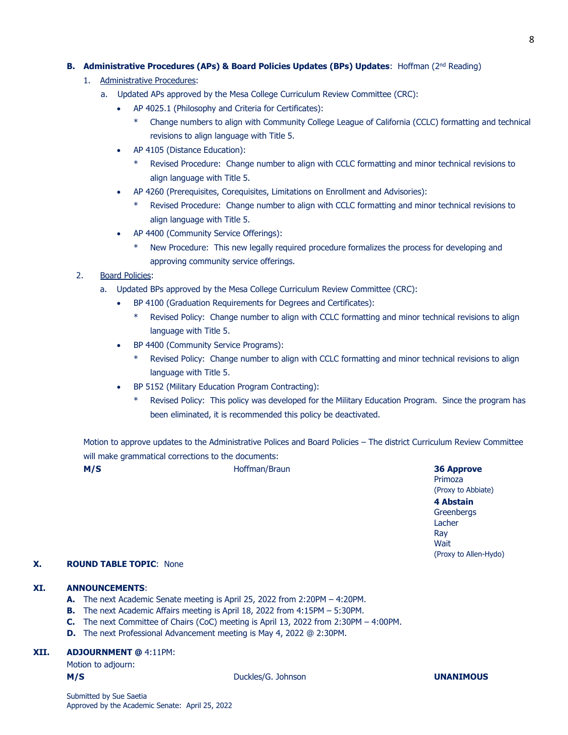**B. Administrative Procedures (APs) & Board Policies Updates (BPs) Updates**: Hoffman (2nd Reading)

1. Administrative Procedures:
   a. Updated APs approved by the Mesa College Curriculum Review Committee (CRC):
      - AP 4025.1 (Philosophy and Criteria for Certificates):
        * Change numbers to align with Community College League of California (CCLC) formatting and technical revisions to align language with Title 5.
      - AP 4105 (Distance Education):
        * Revised Procedure: Change number to align with CCLC formatting and minor technical revisions to align language with Title 5.
      - AP 4260 (Prerequisites, Corequisites, Limitations on Enrollment and Advisories):
        * Revised Procedure: Change number to align with CCLC formatting and minor technical revisions to align language with Title 5.
      - AP 4400 (Community Service Offerings):
        * New Procedure: This new legally required procedure formalizes the process for developing and approving community service offerings.
2. Board Policies:
   a. Updated BPs approved by the Mesa College Curriculum Review Committee (CRC):
      - BP 4100 (Graduation Requirements for Degrees and Certificates):
        * Revised Policy: Change number to align with CCLC formatting and minor technical revisions to align language with Title 5.
      - BP 4400 (Community Service Programs):
        * Revised Policy: Change number to align with CCLC formatting and minor technical revisions to align language with Title 5.
      - BP 5152 (Military Education Program Contracting):
        * Revised Policy: This policy was developed for the Military Education Program. Since the program has been eliminated, it is recommended this policy be deactivated.

Motion to approve updates to the Administrative Polices and Board Policies – The district Curriculum Review Committee will make grammatical corrections to the documents:

**M/S** Hoffman/Braun

**36 Approve**
Primoza
(Proxy to Abbiate)

**4 Abstain**
Greenbergs
Lacher
Ray
Wait
(Proxy to Allen-Hydo)

## X. ROUND TABLE TOPIC: None

## XI. ANNOUNCEMENTS:

**A.** The next Academic Senate meeting is April 25, 2022 from 2:20PM – 4:20PM.
**B.** The next Academic Affairs meeting is April 18, 2022 from 4:15PM – 5:30PM.
**C.** The next Committee of Chairs (CoC) meeting is April 13, 2022 from 2:30PM – 4:00PM.
**D.** The next Professional Advancement meeting is May 4, 2022 @ 2:30PM.

## XII. ADJOURNMENT @ 4:11PM:

Motion to adjourn:

**M/S** Duckles/G. Johnson **UNANIMOUS**

Submitted by Sue Saetia
Approved by the Academic Senate: April 25, 2022